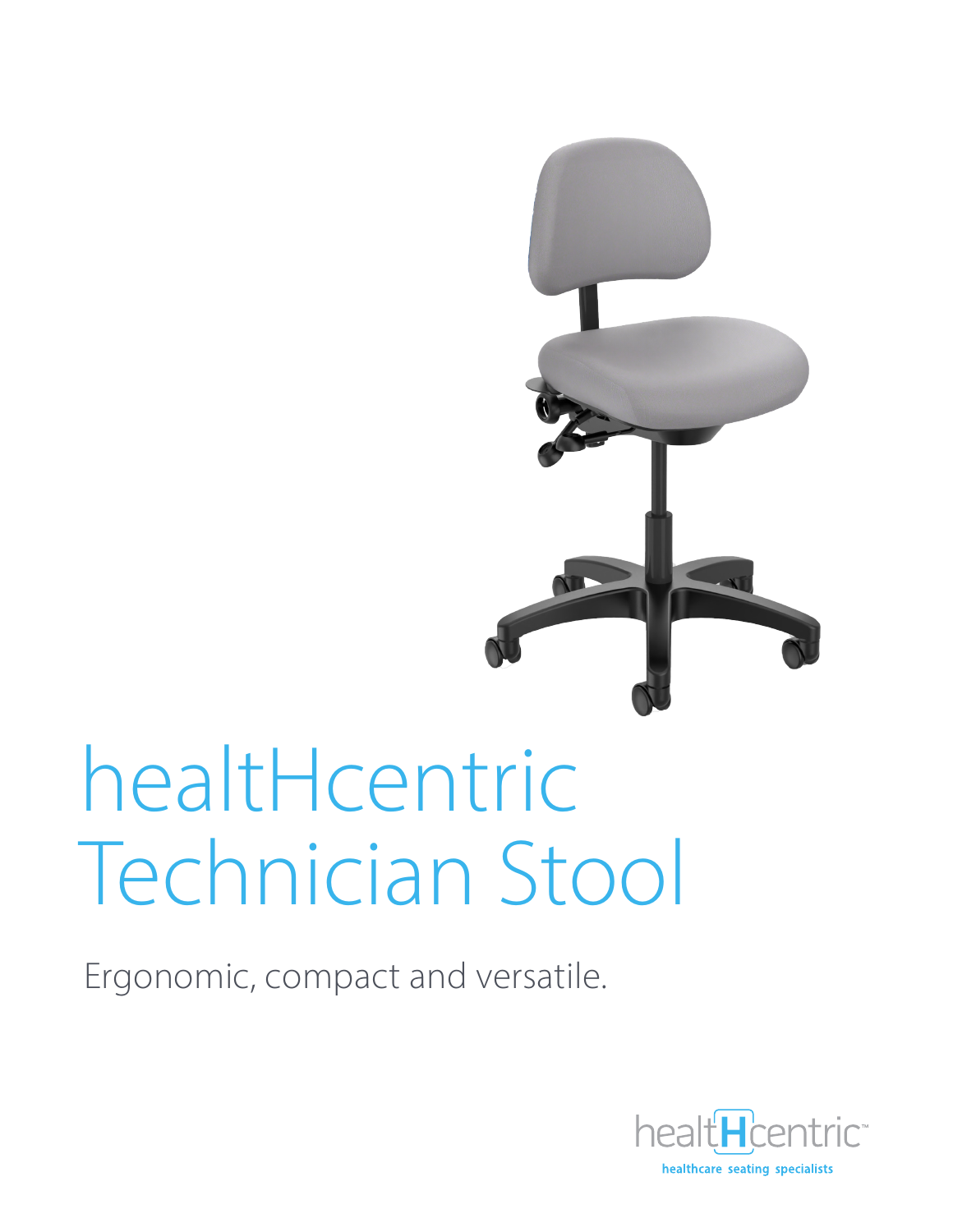# healtHcentric Technician Stool

Ergonomic, compact and versatile.

healtHcentric™

healthcare seating specialists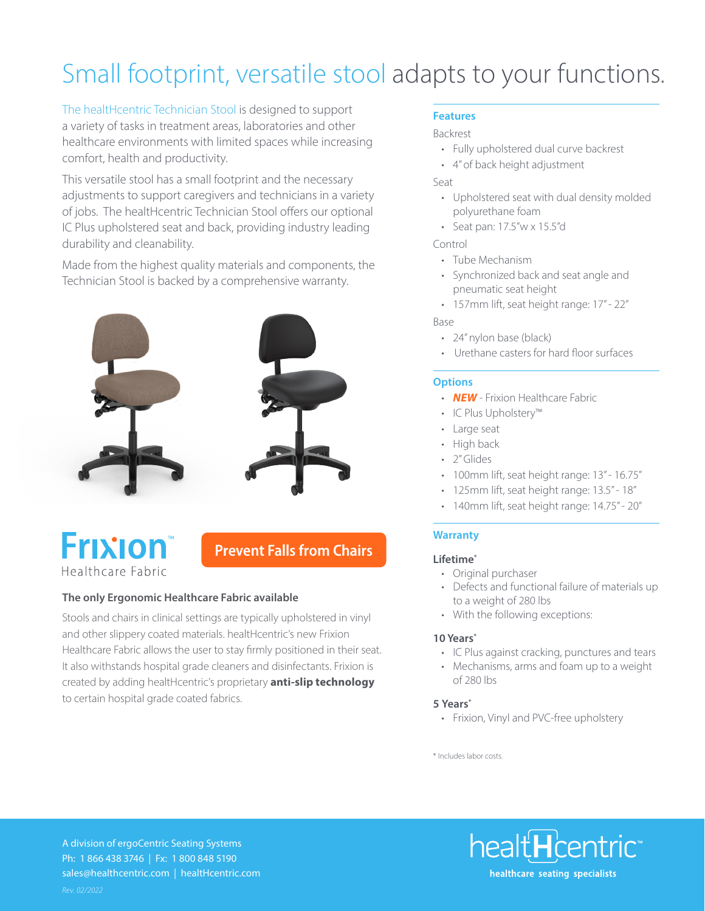# Small footprint, versatile stool adapts to your functions.

The healtHcentric Technician Stool is designed to support a variety of tasks in treatment areas, laboratories and other healthcare environments with limited spaces while increasing comfort, health and productivity.

This versatile stool has a small footprint and the necessary adjustments to support caregivers and technicians in a variety of jobs. The healtHcentric Technician Stool offers our optional IC Plus upholstered seat and back, providing industry leading durability and cleanability.

Made from the highest quality materials and components, the Technician Stool is backed by a comprehensive warranty.

Frixion™ Healthcare Fabric

**Prevent Falls from Chairs**

**The only Ergonomic Healthcare Fabric available**

Stools and chairs in clinical settings are typically upholstered in vinyl and other slippery coated materials. healtHcentric's new Frixion Healthcare Fabric allows the user to stay firmly positioned in their seat. It also withstands hospital grade cleaners and disinfectants. Frixion is created by adding healtHcentric's proprietary **anti-slip technology** to certain hospital grade coated fabrics.

## Features

Backrest

- Fully upholstered dual curve backrest
- 4" of back height adjustment

Seat

- Upholstered seat with dual density molded polyurethane foam
- Seat pan: 17.5"w x 15.5"d

Control

- Tube Mechanism
- Synchronized back and seat angle and pneumatic seat height
- 157mm lift, seat height range: 17" - 22"

Base

- 24" nylon base (black)
- Urethane casters for hard floor surfaces

## Options

- ***NEW*** - Frixion Healthcare Fabric
- IC Plus Upholstery™
- Large seat
- High back
- 2" Glides
- 100mm lift, seat height range: 13" - 16.75"
- 125mm lift, seat height range: 13.5" - 18"
- 140mm lift, seat height range: 14.75" - 20"

## Warranty

**Lifetime***

- Original purchaser
- Defects and functional failure of materials up to a weight of 280 lbs
- With the following exceptions:

**10 Years***

- IC Plus against cracking, punctures and tears
- Mechanisms, arms and foam up to a weight of 280 lbs

**5 Years***

- Frixion, Vinyl and PVC-free upholstery

\* Includes labor costs.

A division of ergoCentric Seating Systems
Ph: 1 866 438 3746 | Fx: 1 800 848 5190
sales@healthcentric.com | healtHcentric.com

*Rev. 02/2022*

healtHcentric™ healthcare seating specialists